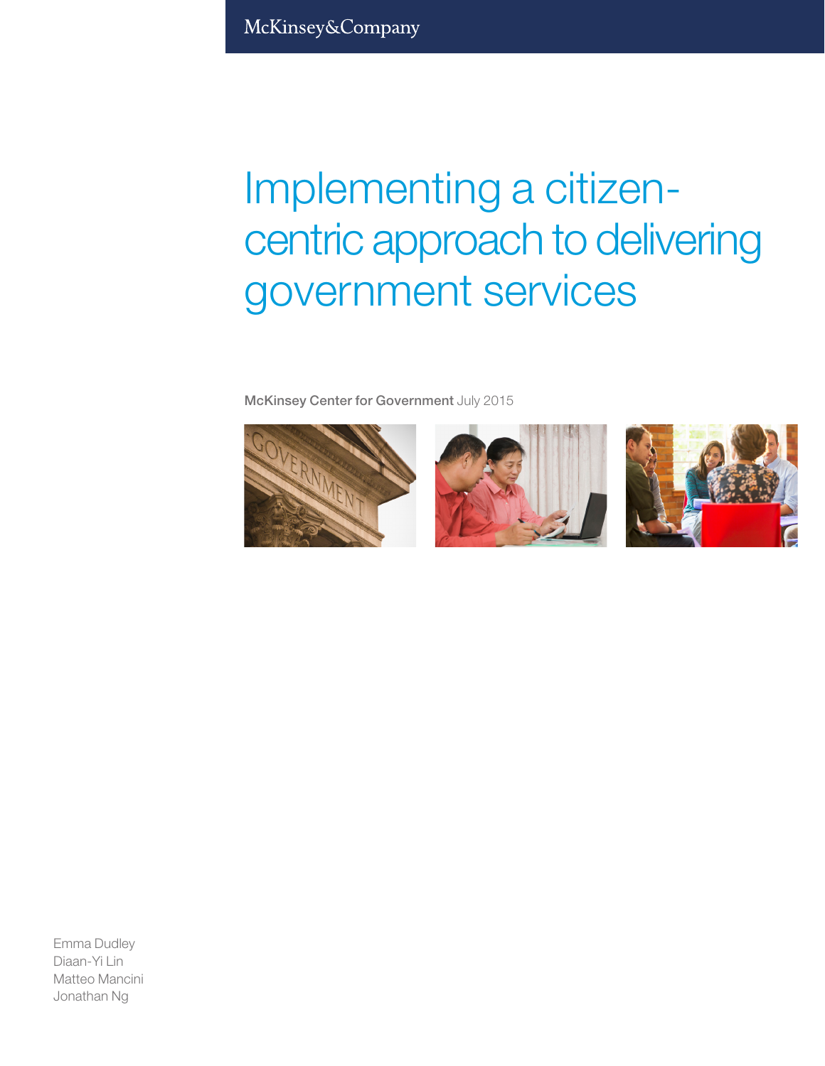McKinsey&Company

# Implementing a citizen-centric approach to delivering government services

**McKinsey Center for Government** July 2015

Emma Dudley
Diaan-Yi Lin
Matteo Mancini
Jonathan Ng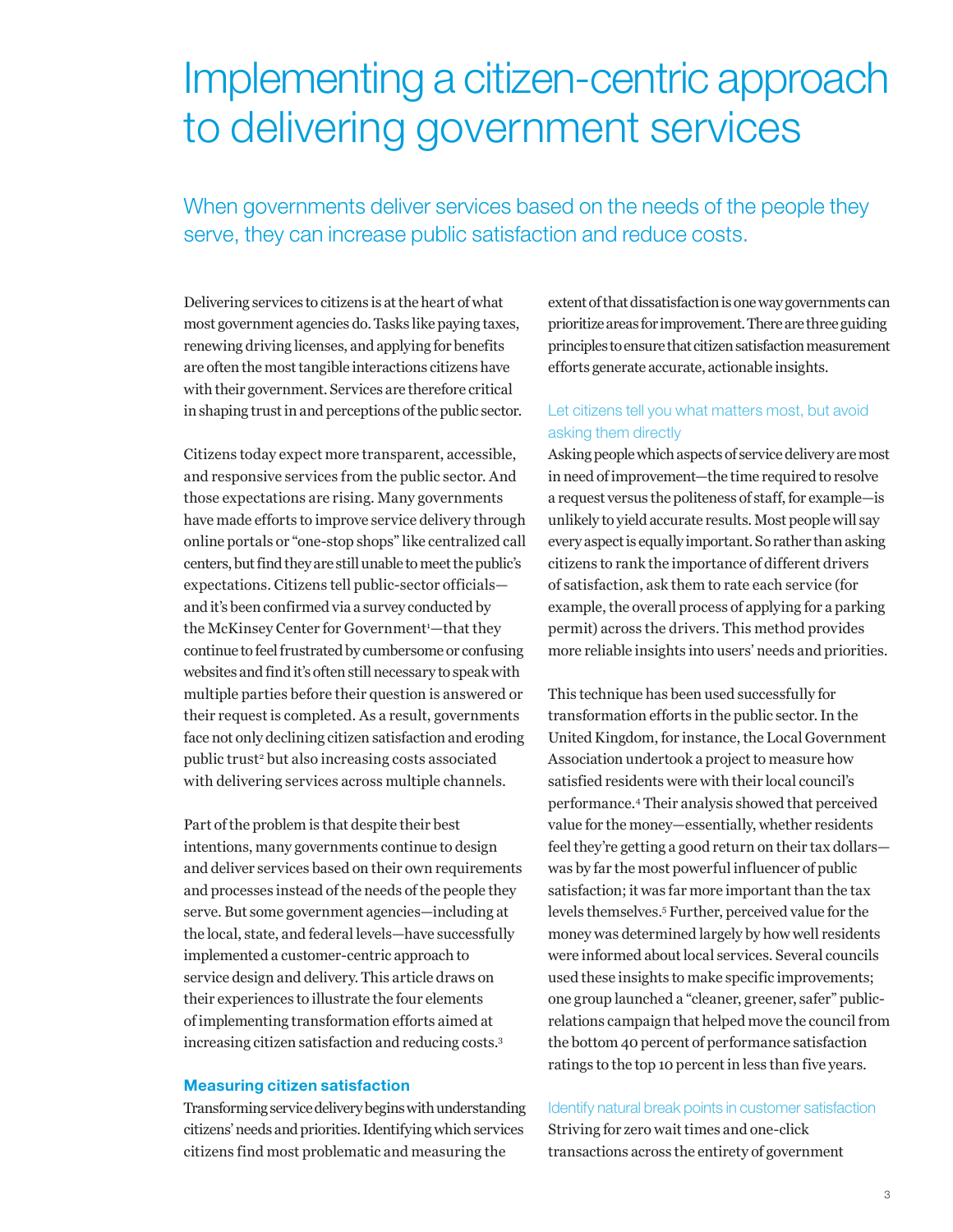# Implementing a citizen-centric approach to delivering government services

## When governments deliver services based on the needs of the people they serve, they can increase public satisfaction and reduce costs.

Delivering services to citizens is at the heart of what most government agencies do. Tasks like paying taxes, renewing driving licenses, and applying for benefits are often the most tangible interactions citizens have with their government. Services are therefore critical in shaping trust in and perceptions of the public sector.

Citizens today expect more transparent, accessible, and responsive services from the public sector. And those expectations are rising. Many governments have made efforts to improve service delivery through online portals or "one-stop shops" like centralized call centers, but find they are still unable to meet the public's expectations. Citizens tell public-sector officials—and it's been confirmed via a survey conducted by the McKinsey Center for Government[1]—that they continue to feel frustrated by cumbersome or confusing websites and find it's often still necessary to speak with multiple parties before their question is answered or their request is completed. As a result, governments face not only declining citizen satisfaction and eroding public trust[2] but also increasing costs associated with delivering services across multiple channels.

Part of the problem is that despite their best intentions, many governments continue to design and deliver services based on their own requirements and processes instead of the needs of the people they serve. But some government agencies—including at the local, state, and federal levels—have successfully implemented a customer-centric approach to service design and delivery. This article draws on their experiences to illustrate the four elements of implementing transformation efforts aimed at increasing citizen satisfaction and reducing costs.[3]

### Measuring citizen satisfaction

Transforming service delivery begins with understanding citizens' needs and priorities. Identifying which services citizens find most problematic and measuring the extent of that dissatisfaction is one way governments can prioritize areas for improvement. There are three guiding principles to ensure that citizen satisfaction measurement efforts generate accurate, actionable insights.

#### Let citizens tell you what matters most, but avoid asking them directly

Asking people which aspects of service delivery are most in need of improvement—the time required to resolve a request versus the politeness of staff, for example—is unlikely to yield accurate results. Most people will say every aspect is equally important. So rather than asking citizens to rank the importance of different drivers of satisfaction, ask them to rate each service (for example, the overall process of applying for a parking permit) across the drivers. This method provides more reliable insights into users' needs and priorities.

This technique has been used successfully for transformation efforts in the public sector. In the United Kingdom, for instance, the Local Government Association undertook a project to measure how satisfied residents were with their local council's performance.[4] Their analysis showed that perceived value for the money—essentially, whether residents feel they're getting a good return on their tax dollars—was by far the most powerful influencer of public satisfaction; it was far more important than the tax levels themselves.[5] Further, perceived value for the money was determined largely by how well residents were informed about local services. Several councils used these insights to make specific improvements; one group launched a "cleaner, greener, safer" public-relations campaign that helped move the council from the bottom 40 percent of performance satisfaction ratings to the top 10 percent in less than five years.

#### Identify natural break points in customer satisfaction

Striving for zero wait times and one-click transactions across the entirety of government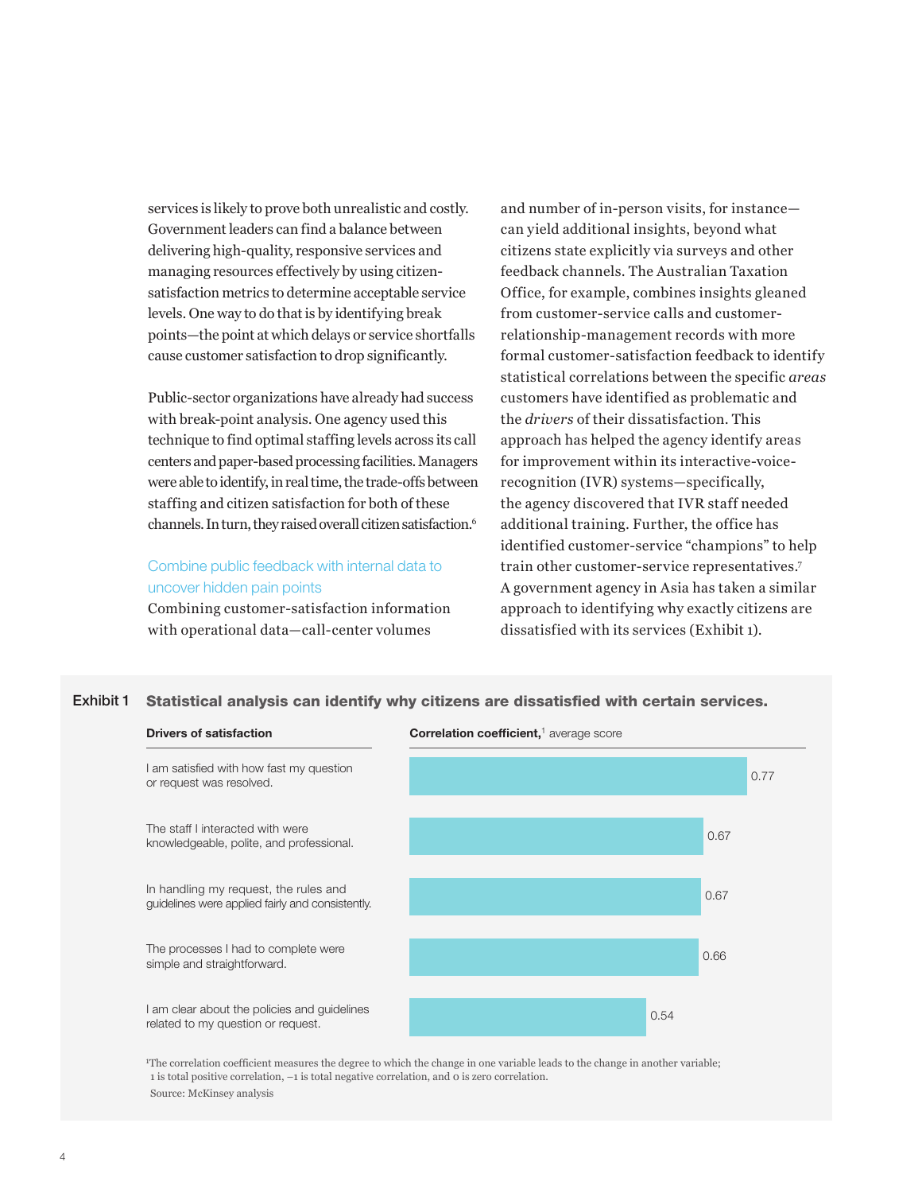services is likely to prove both unrealistic and costly. Government leaders can find a balance between delivering high-quality, responsive services and managing resources effectively by using citizen-satisfaction metrics to determine acceptable service levels. One way to do that is by identifying break points—the point at which delays or service shortfalls cause customer satisfaction to drop significantly.

Public-sector organizations have already had success with break-point analysis. One agency used this technique to find optimal staffing levels across its call centers and paper-based processing facilities. Managers were able to identify, in real time, the trade-offs between staffing and citizen satisfaction for both of these channels. In turn, they raised overall citizen satisfaction.[6]

### Combine public feedback with internal data to uncover hidden pain points

Combining customer-satisfaction information with operational data—call-center volumes and number of in-person visits, for instance—can yield additional insights, beyond what citizens state explicitly via surveys and other feedback channels. The Australian Taxation Office, for example, combines insights gleaned from customer-service calls and customer-relationship-management records with more formal customer-satisfaction feedback to identify statistical correlations between the specific *areas* customers have identified as problematic and the *drivers* of their dissatisfaction. This approach has helped the agency identify areas for improvement within its interactive-voice-recognition (IVR) systems—specifically, the agency discovered that IVR staff needed additional training. Further, the office has identified customer-service "champions" to help train other customer-service representatives.[7] A government agency in Asia has taken a similar approach to identifying why exactly citizens are dissatisfied with its services (Exhibit 1).

**Exhibit 1** **Statistical analysis can identify why citizens are dissatisfied with certain services.**

| Drivers of satisfaction | Correlation coefficient,[1] average score |
|---|---|
| I am satisfied with how fast my question or request was resolved. | 0.77 |
| The staff I interacted with were knowledgeable, polite, and professional. | 0.67 |
| In handling my request, the rules and guidelines were applied fairly and consistently. | 0.67 |
| The processes I had to complete were simple and straightforward. | 0.66 |
| I am clear about the policies and guidelines related to my question or request. | 0.54 |

[1]The correlation coefficient measures the degree to which the change in one variable leads to the change in another variable; 1 is total positive correlation, –1 is total negative correlation, and 0 is zero correlation.

Source: McKinsey analysis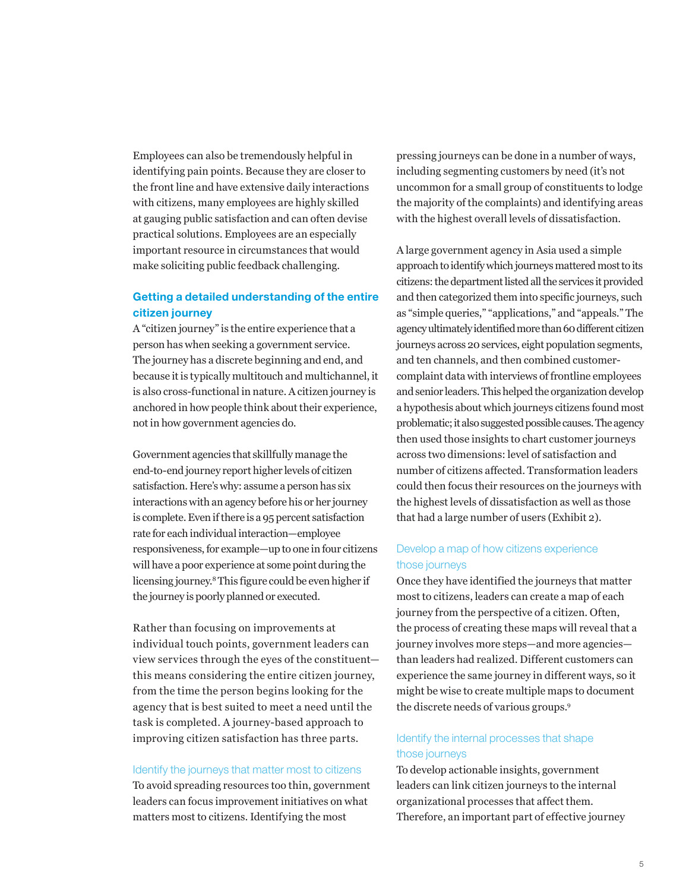Employees can also be tremendously helpful in identifying pain points. Because they are closer to the front line and have extensive daily interactions with citizens, many employees are highly skilled at gauging public satisfaction and can often devise practical solutions. Employees are an especially important resource in circumstances that would make soliciting public feedback challenging.

### Getting a detailed understanding of the entire citizen journey

A "citizen journey" is the entire experience that a person has when seeking a government service. The journey has a discrete beginning and end, and because it is typically multitouch and multichannel, it is also cross-functional in nature. A citizen journey is anchored in how people think about their experience, not in how government agencies do.

Government agencies that skillfully manage the end-to-end journey report higher levels of citizen satisfaction. Here's why: assume a person has six interactions with an agency before his or her journey is complete. Even if there is a 95 percent satisfaction rate for each individual interaction—employee responsiveness, for example—up to one in four citizens will have a poor experience at some point during the licensing journey.[8] This figure could be even higher if the journey is poorly planned or executed.

Rather than focusing on improvements at individual touch points, government leaders can view services through the eyes of the constituent—this means considering the entire citizen journey, from the time the person begins looking for the agency that is best suited to meet a need until the task is completed. A journey-based approach to improving citizen satisfaction has three parts.

#### Identify the journeys that matter most to citizens

To avoid spreading resources too thin, government leaders can focus improvement initiatives on what matters most to citizens. Identifying the most pressing journeys can be done in a number of ways, including segmenting customers by need (it's not uncommon for a small group of constituents to lodge the majority of the complaints) and identifying areas with the highest overall levels of dissatisfaction.

A large government agency in Asia used a simple approach to identify which journeys mattered most to its citizens: the department listed all the services it provided and then categorized them into specific journeys, such as "simple queries," "applications," and "appeals." The agency ultimately identified more than 60 different citizen journeys across 20 services, eight population segments, and ten channels, and then combined customer-complaint data with interviews of frontline employees and senior leaders. This helped the organization develop a hypothesis about which journeys citizens found most problematic; it also suggested possible causes. The agency then used those insights to chart customer journeys across two dimensions: level of satisfaction and number of citizens affected. Transformation leaders could then focus their resources on the journeys with the highest levels of dissatisfaction as well as those that had a large number of users (Exhibit 2).

#### Develop a map of how citizens experience those journeys

Once they have identified the journeys that matter most to citizens, leaders can create a map of each journey from the perspective of a citizen. Often, the process of creating these maps will reveal that a journey involves more steps—and more agencies—than leaders had realized. Different customers can experience the same journey in different ways, so it might be wise to create multiple maps to document the discrete needs of various groups.[9]

#### Identify the internal processes that shape those journeys

To develop actionable insights, government leaders can link citizen journeys to the internal organizational processes that affect them. Therefore, an important part of effective journey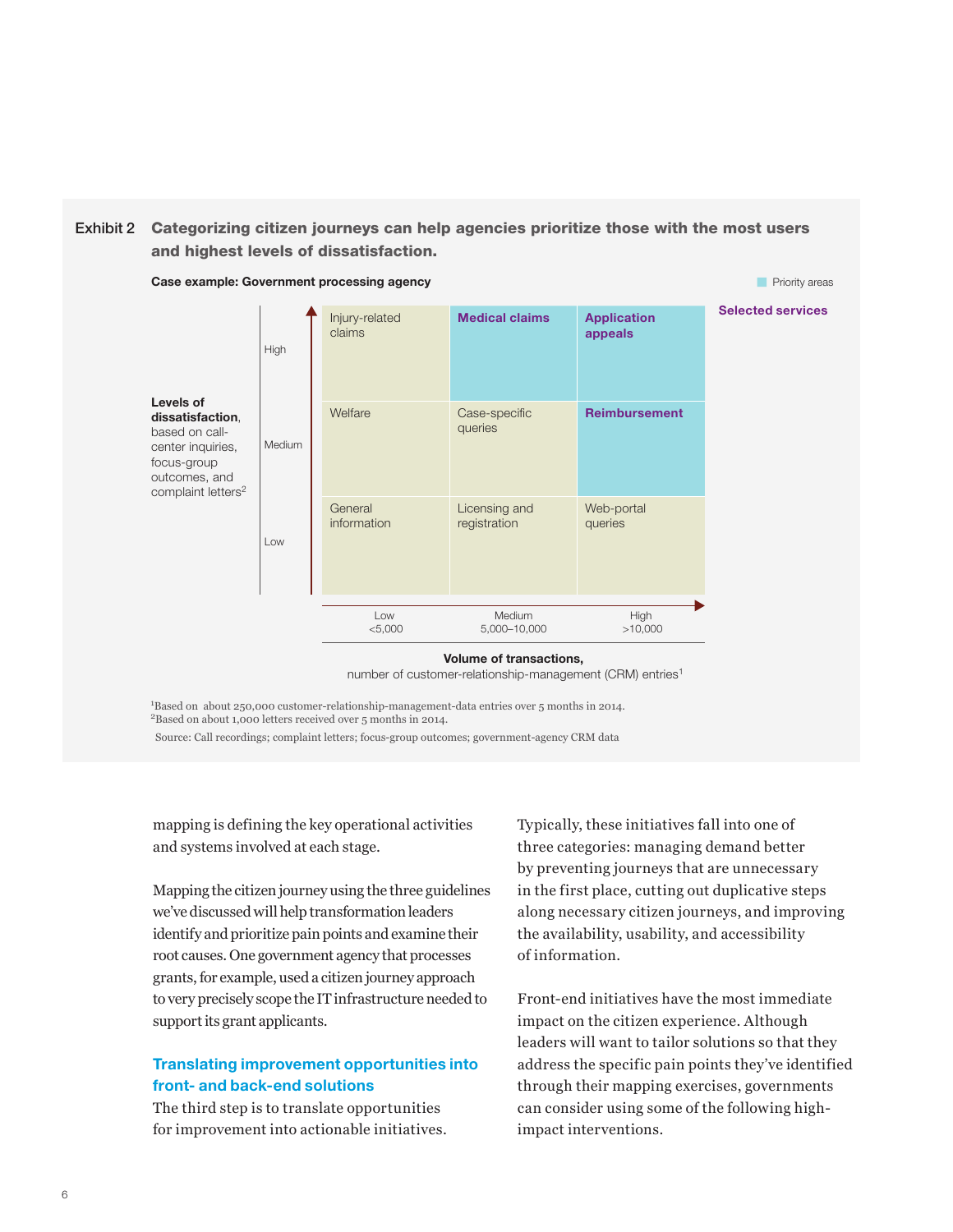**Exhibit 2** **Categorizing citizen journeys can help agencies prioritize those with the most users and highest levels of dissatisfaction.**

**Case example: Government processing agency**

Priority areas: **Medical claims**, **Application appeals**, **Reimbursement** (Selected services)

| **Levels of dissatisfaction**, based on call-center inquiries, focus-group outcomes, and complaint letters[2] | Low (<5,000) | Medium (5,000–10,000) | High (>10,000) |
|---|---|---|---|
| High | Injury-related claims | **Medical claims** | **Application appeals** |
| Medium | Welfare | Case-specific queries | **Reimbursement** |
| Low | General information | Licensing and registration | Web-portal queries |

**Volume of transactions,** number of customer-relationship-management (CRM) entries[1]

[1]Based on about 250,000 customer-relationship-management-data entries over 5 months in 2014.
[2]Based on about 1,000 letters received over 5 months in 2014.

Source: Call recordings; complaint letters; focus-group outcomes; government-agency CRM data

mapping is defining the key operational activities and systems involved at each stage.

Mapping the citizen journey using the three guidelines we've discussed will help transformation leaders identify and prioritize pain points and examine their root causes. One government agency that processes grants, for example, used a citizen journey approach to very precisely scope the IT infrastructure needed to support its grant applicants.

## Translating improvement opportunities into front- and back-end solutions

The third step is to translate opportunities for improvement into actionable initiatives. Typically, these initiatives fall into one of three categories: managing demand better by preventing journeys that are unnecessary in the first place, cutting out duplicative steps along necessary citizen journeys, and improving the availability, usability, and accessibility of information.

Front-end initiatives have the most immediate impact on the citizen experience. Although leaders will want to tailor solutions so that they address the specific pain points they've identified through their mapping exercises, governments can consider using some of the following high-impact interventions.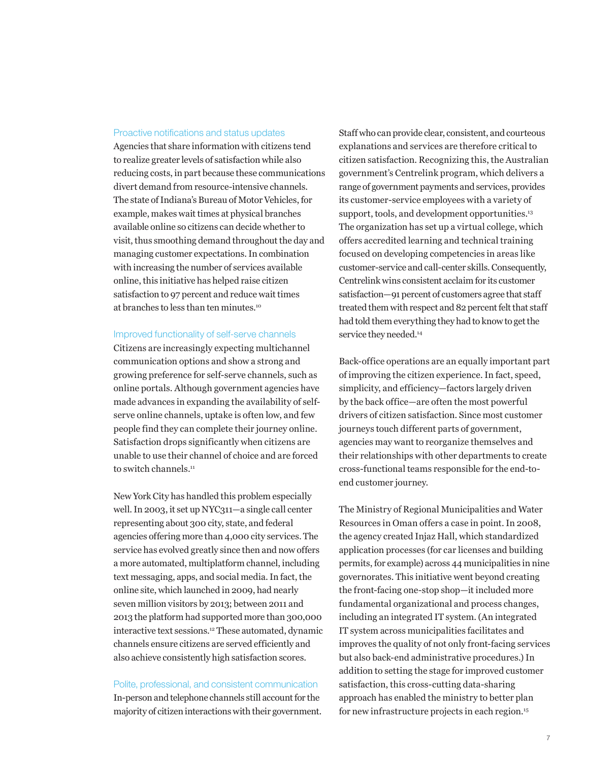### Proactive notifications and status updates

Agencies that share information with citizens tend to realize greater levels of satisfaction while also reducing costs, in part because these communications divert demand from resource-intensive channels. The state of Indiana's Bureau of Motor Vehicles, for example, makes wait times at physical branches available online so citizens can decide whether to visit, thus smoothing demand throughout the day and managing customer expectations. In combination with increasing the number of services available online, this initiative has helped raise citizen satisfaction to 97 percent and reduce wait times at branches to less than ten minutes.[10]

### Improved functionality of self-serve channels

Citizens are increasingly expecting multichannel communication options and show a strong and growing preference for self-serve channels, such as online portals. Although government agencies have made advances in expanding the availability of self-serve online channels, uptake is often low, and few people find they can complete their journey online. Satisfaction drops significantly when citizens are unable to use their channel of choice and are forced to switch channels.[11]

New York City has handled this problem especially well. In 2003, it set up NYC311—a single call center representing about 300 city, state, and federal agencies offering more than 4,000 city services. The service has evolved greatly since then and now offers a more automated, multiplatform channel, including text messaging, apps, and social media. In fact, the online site, which launched in 2009, had nearly seven million visitors by 2013; between 2011 and 2013 the platform had supported more than 300,000 interactive text sessions.[12] These automated, dynamic channels ensure citizens are served efficiently and also achieve consistently high satisfaction scores.

### Polite, professional, and consistent communication

In-person and telephone channels still account for the majority of citizen interactions with their government. Staff who can provide clear, consistent, and courteous explanations and services are therefore critical to citizen satisfaction. Recognizing this, the Australian government's Centrelink program, which delivers a range of government payments and services, provides its customer-service employees with a variety of support, tools, and development opportunities.[13] The organization has set up a virtual college, which offers accredited learning and technical training focused on developing competencies in areas like customer-service and call-center skills. Consequently, Centrelink wins consistent acclaim for its customer satisfaction—91 percent of customers agree that staff treated them with respect and 82 percent felt that staff had told them everything they had to know to get the service they needed.[14]

Back-office operations are an equally important part of improving the citizen experience. In fact, speed, simplicity, and efficiency—factors largely driven by the back office—are often the most powerful drivers of citizen satisfaction. Since most customer journeys touch different parts of government, agencies may want to reorganize themselves and their relationships with other departments to create cross-functional teams responsible for the end-to-end customer journey.

The Ministry of Regional Municipalities and Water Resources in Oman offers a case in point. In 2008, the agency created Injaz Hall, which standardized application processes (for car licenses and building permits, for example) across 44 municipalities in nine governorates. This initiative went beyond creating the front-facing one-stop shop—it included more fundamental organizational and process changes, including an integrated IT system. (An integrated IT system across municipalities facilitates and improves the quality of not only front-facing services but also back-end administrative procedures.) In addition to setting the stage for improved customer satisfaction, this cross-cutting data-sharing approach has enabled the ministry to better plan for new infrastructure projects in each region.[15]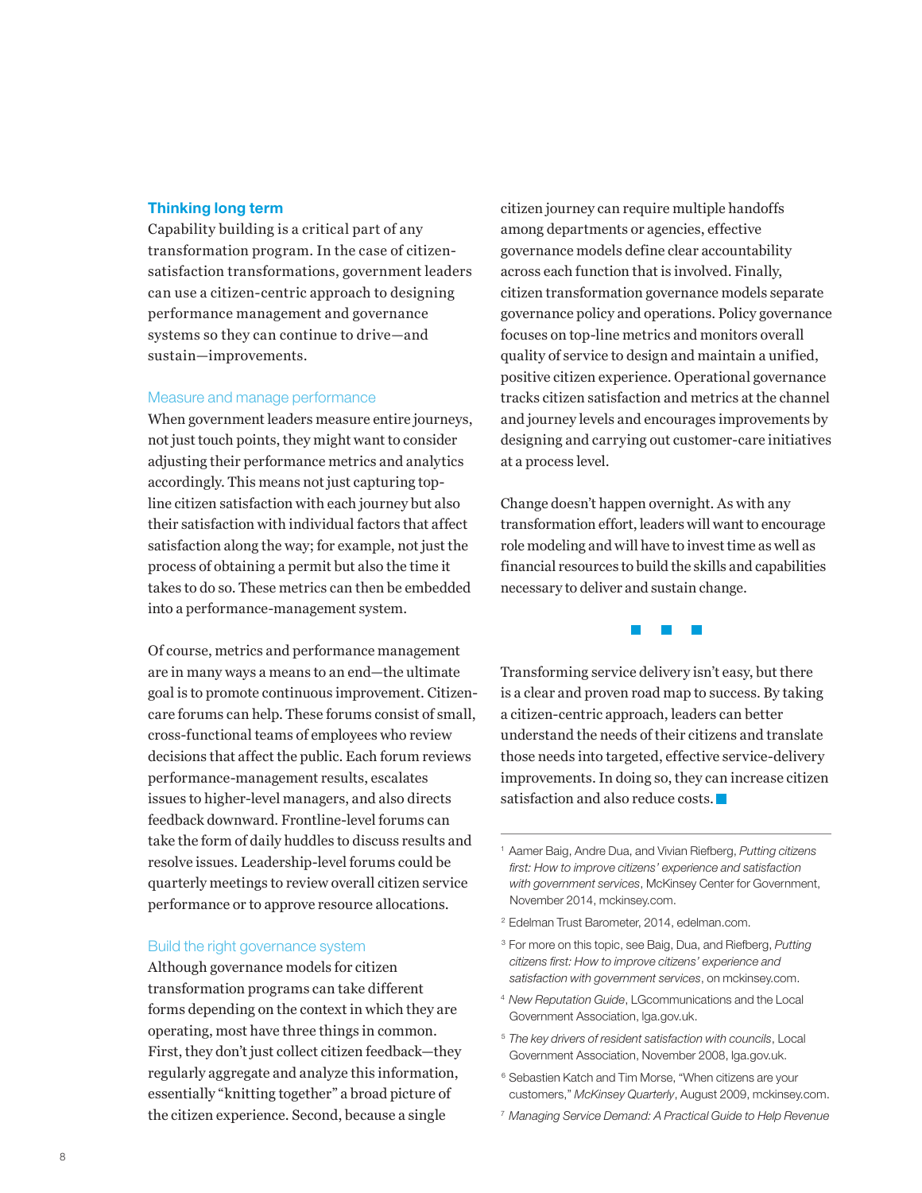## Thinking long term

Capability building is a critical part of any transformation program. In the case of citizen-satisfaction transformations, government leaders can use a citizen-centric approach to designing performance management and governance systems so they can continue to drive—and sustain—improvements.

### Measure and manage performance

When government leaders measure entire journeys, not just touch points, they might want to consider adjusting their performance metrics and analytics accordingly. This means not just capturing top-line citizen satisfaction with each journey but also their satisfaction with individual factors that affect satisfaction along the way; for example, not just the process of obtaining a permit but also the time it takes to do so. These metrics can then be embedded into a performance-management system.

Of course, metrics and performance management are in many ways a means to an end—the ultimate goal is to promote continuous improvement. Citizen-care forums can help. These forums consist of small, cross-functional teams of employees who review decisions that affect the public. Each forum reviews performance-management results, escalates issues to higher-level managers, and also directs feedback downward. Frontline-level forums can take the form of daily huddles to discuss results and resolve issues. Leadership-level forums could be quarterly meetings to review overall citizen service performance or to approve resource allocations.

### Build the right governance system

Although governance models for citizen transformation programs can take different forms depending on the context in which they are operating, most have three things in common. First, they don't just collect citizen feedback—they regularly aggregate and analyze this information, essentially "knitting together" a broad picture of the citizen experience. Second, because a single citizen journey can require multiple handoffs among departments or agencies, effective governance models define clear accountability across each function that is involved. Finally, citizen transformation governance models separate governance policy and operations. Policy governance focuses on top-line metrics and monitors overall quality of service to design and maintain a unified, positive citizen experience. Operational governance tracks citizen satisfaction and metrics at the channel and journey levels and encourages improvements by designing and carrying out customer-care initiatives at a process level.

Change doesn't happen overnight. As with any transformation effort, leaders will want to encourage role modeling and will have to invest time as well as financial resources to build the skills and capabilities necessary to deliver and sustain change.

---

Transforming service delivery isn't easy, but there is a clear and proven road map to success. By taking a citizen-centric approach, leaders can better understand the needs of their citizens and translate those needs into targeted, effective service-delivery improvements. In doing so, they can increase citizen satisfaction and also reduce costs.

---

[1] Aamer Baig, Andre Dua, and Vivian Riefberg, *Putting citizens first: How to improve citizens' experience and satisfaction with government services*, McKinsey Center for Government, November 2014, mckinsey.com.

[2] Edelman Trust Barometer, 2014, edelman.com.

[3] For more on this topic, see Baig, Dua, and Riefberg, *Putting citizens first: How to improve citizens' experience and satisfaction with government services*, on mckinsey.com.

[4] *New Reputation Guide*, LGcommunications and the Local Government Association, lga.gov.uk.

[5] *The key drivers of resident satisfaction with councils*, Local Government Association, November 2008, lga.gov.uk.

[6] Sebastien Katch and Tim Morse, "When citizens are your customers," *McKinsey Quarterly*, August 2009, mckinsey.com.

[7] *Managing Service Demand: A Practical Guide to Help Revenue*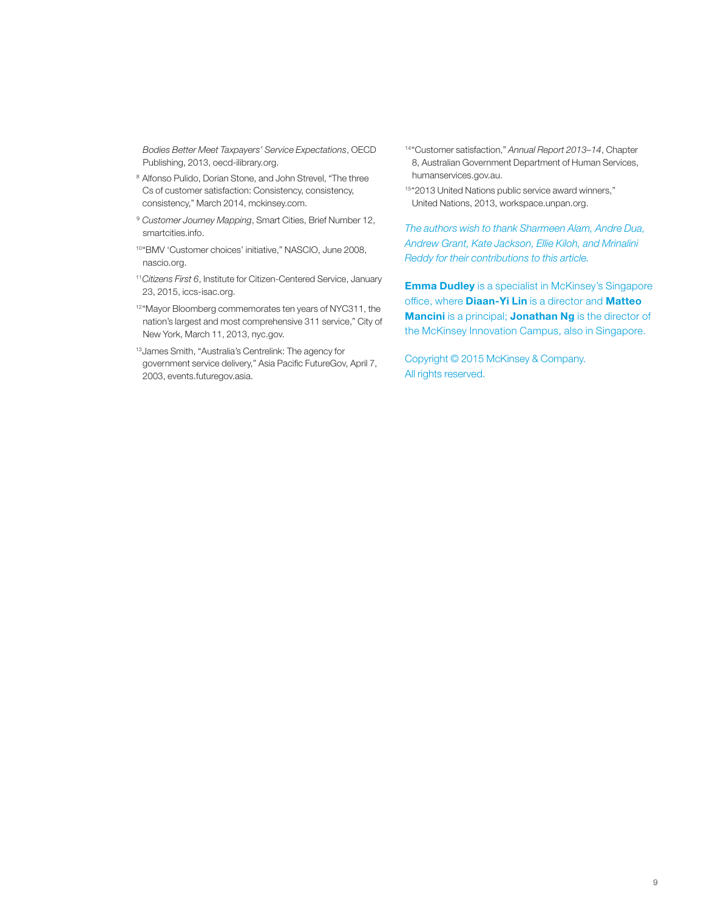*Bodies Better Meet Taxpayers' Service Expectations*, OECD Publishing, 2013, oecd-ilibrary.org.

[8] Alfonso Pulido, Dorian Stone, and John Strevel, "The three Cs of customer satisfaction: Consistency, consistency, consistency," March 2014, mckinsey.com.

[9] *Customer Journey Mapping*, Smart Cities, Brief Number 12, smartcities.info.

[10] "BMV 'Customer choices' initiative," NASCIO, June 2008, nascio.org.

[11] *Citizens First 6*, Institute for Citizen-Centered Service, January 23, 2015, iccs-isac.org.

[12] "Mayor Bloomberg commemorates ten years of NYC311, the nation's largest and most comprehensive 311 service," City of New York, March 11, 2013, nyc.gov.

[13] James Smith, "Australia's Centrelink: The agency for government service delivery," Asia Pacific FutureGov, April 7, 2003, events.futuregov.asia.

[14] "Customer satisfaction," *Annual Report 2013–14*, Chapter 8, Australian Government Department of Human Services, humanservices.gov.au.

[15] "2013 United Nations public service award winners," United Nations, 2013, workspace.unpan.org.

*The authors wish to thank Sharmeen Alam, Andre Dua, Andrew Grant, Kate Jackson, Ellie Kiloh, and Mrinalini Reddy for their contributions to this article.*

**Emma Dudley** is a specialist in McKinsey's Singapore office, where **Diaan-Yi Lin** is a director and **Matteo Mancini** is a principal; **Jonathan Ng** is the director of the McKinsey Innovation Campus, also in Singapore.

Copyright © 2015 McKinsey & Company. All rights reserved.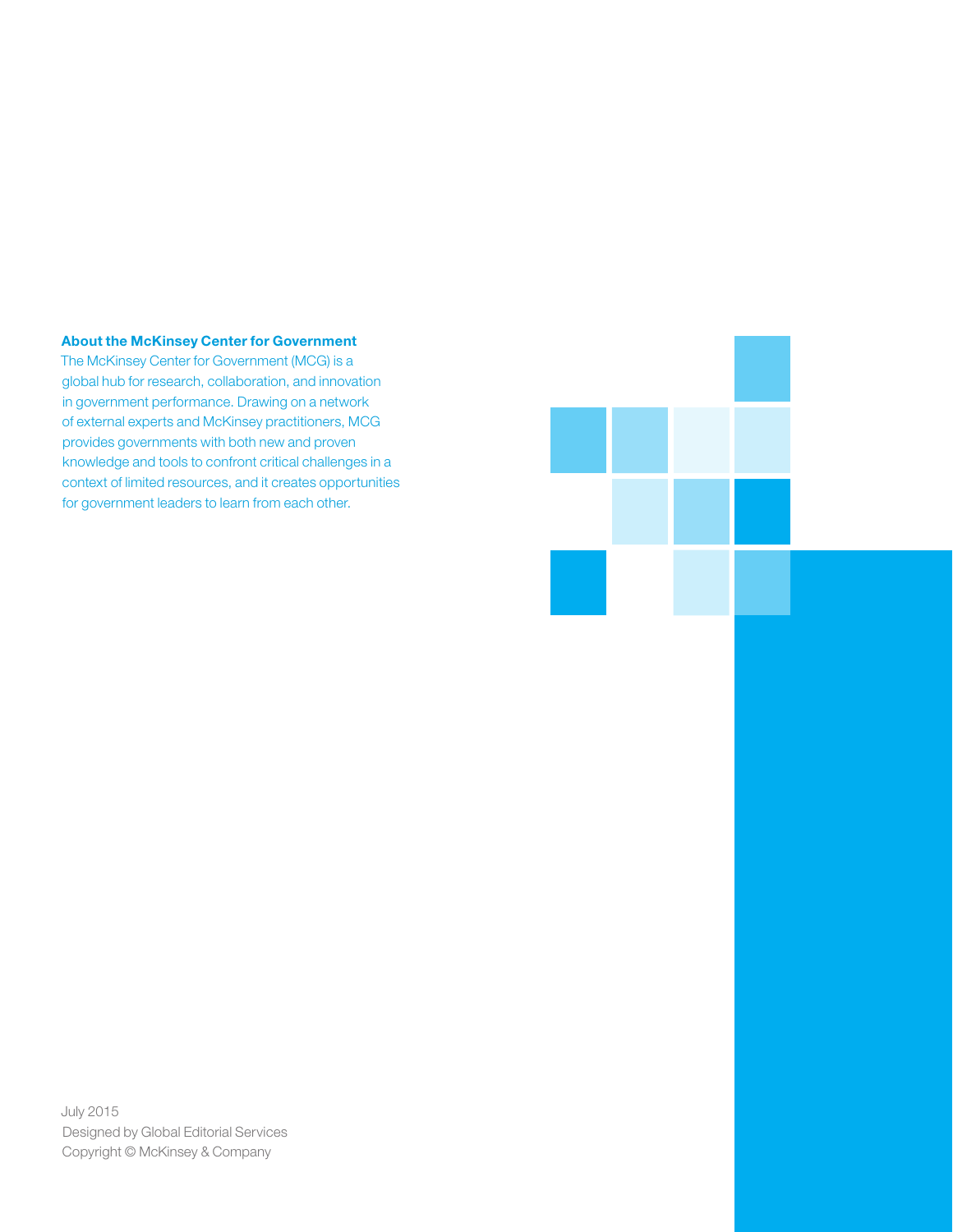**About the McKinsey Center for Government**

The McKinsey Center for Government (MCG) is a global hub for research, collaboration, and innovation in government performance. Drawing on a network of external experts and McKinsey practitioners, MCG provides governments with both new and proven knowledge and tools to confront critical challenges in a context of limited resources, and it creates opportunities for government leaders to learn from each other.

July 2015
Designed by Global Editorial Services
Copyright © McKinsey & Company